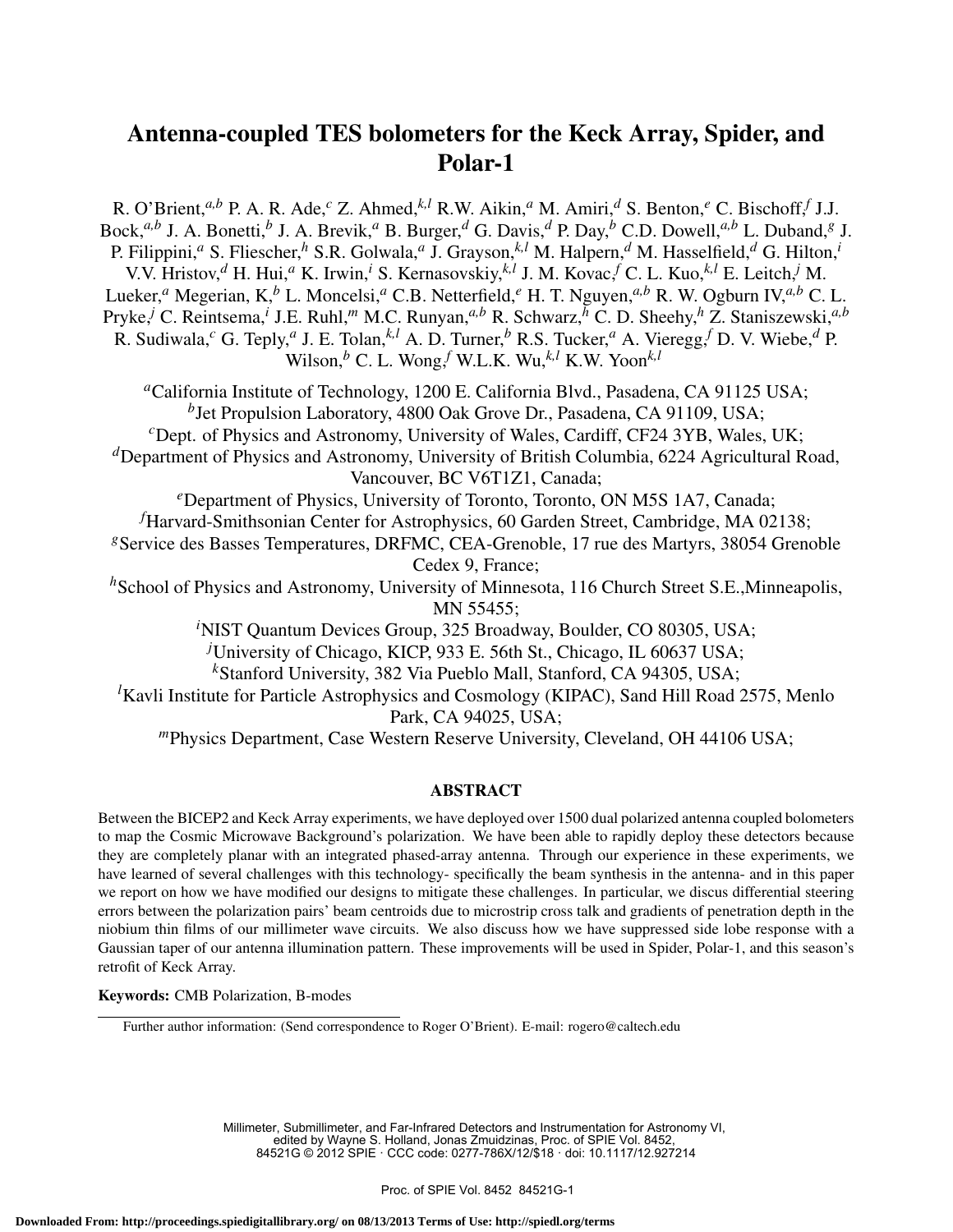# Antenna-coupled TES bolometers for the Keck Array, Spider, and Polar-1

R. O'Brient,[a,b] P. A. R. Ade,[c] Z. Ahmed,[k,l] R.W. Aikin,[a] M. Amiri,[d] S. Benton,[e] C. Bischoff,[f] J.J. Bock,[a,b] J. A. Bonetti,[b] J. A. Brevik,[a] B. Burger,[d] G. Davis,[d] P. Day,[b] C.D. Dowell,[a,b] L. Duband,[g] J. P. Filippini,[a] S. Fliescher,[h] S.R. Golwala,[a] J. Grayson,[k,l] M. Halpern,[d] M. Hasselfield,[d] G. Hilton,[i] V.V. Hristov,[d] H. Hui,[a] K. Irwin,[i] S. Kernasovskiy,[k,l] J. M. Kovac,[f] C. L. Kuo,[k,l] E. Leitch,[j] M. Lueker,[a] Megerian, K,[b] L. Moncelsi,[a] C.B. Netterfield,[e] H. T. Nguyen,[a,b] R. W. Ogburn IV,[a,b] C. L. Pryke,[j] C. Reintsema,[i] J.E. Ruhl,[m] M.C. Runyan,[a,b] R. Schwarz,[h] C. D. Sheehy,[h] Z. Staniszewski,[a,b] R. Sudiwala,[c] G. Teply,[a] J. E. Tolan,[k,l] A. D. Turner,[b] R.S. Tucker,[a] A. Vieregg,[f] D. V. Wiebe,[d] P. Wilson,[b] C. L. Wong,[f] W.L.K. Wu,[k,l] K.W. Yoon[k,l]

[a]California Institute of Technology, 1200 E. California Blvd., Pasadena, CA 91125 USA;
[b]Jet Propulsion Laboratory, 4800 Oak Grove Dr., Pasadena, CA 91109, USA;
[c]Dept. of Physics and Astronomy, University of Wales, Cardiff, CF24 3YB, Wales, UK;
[d]Department of Physics and Astronomy, University of British Columbia, 6224 Agricultural Road, Vancouver, BC V6T1Z1, Canada;
[e]Department of Physics, University of Toronto, Toronto, ON M5S 1A7, Canada;
[f]Harvard-Smithsonian Center for Astrophysics, 60 Garden Street, Cambridge, MA 02138;
[g]Service des Basses Temperatures, DRFMC, CEA-Grenoble, 17 rue des Martyrs, 38054 Grenoble Cedex 9, France;
[h]School of Physics and Astronomy, University of Minnesota, 116 Church Street S.E.,Minneapolis, MN 55455;
[i]NIST Quantum Devices Group, 325 Broadway, Boulder, CO 80305, USA;
[j]University of Chicago, KICP, 933 E. 56th St., Chicago, IL 60637 USA;
[k]Stanford University, 382 Via Pueblo Mall, Stanford, CA 94305, USA;
[l]Kavli Institute for Particle Astrophysics and Cosmology (KIPAC), Sand Hill Road 2575, Menlo Park, CA 94025, USA;
[m]Physics Department, Case Western Reserve University, Cleveland, OH 44106 USA;

## ABSTRACT

Between the BICEP2 and Keck Array experiments, we have deployed over 1500 dual polarized antenna coupled bolometers to map the Cosmic Microwave Background's polarization. We have been able to rapidly deploy these detectors because they are completely planar with an integrated phased-array antenna. Through our experience in these experiments, we have learned of several challenges with this technology- specifically the beam synthesis in the antenna- and in this paper we report on how we have modified our designs to mitigate these challenges. In particular, we discus differential steering errors between the polarization pairs' beam centroids due to microstrip cross talk and gradients of penetration depth in the niobium thin films of our millimeter wave circuits. We also discuss how we have suppressed side lobe response with a Gaussian taper of our antenna illumination pattern. These improvements will be used in Spider, Polar-1, and this season's retrofit of Keck Array.

**Keywords:** CMB Polarization, B-modes

Further author information: (Send correspondence to Roger O'Brient). E-mail: rogero@caltech.edu

Millimeter, Submillimeter, and Far-Infrared Detectors and Instrumentation for Astronomy VI, edited by Wayne S. Holland, Jonas Zmuidzinas, Proc. of SPIE Vol. 8452, 84521G © 2012 SPIE · CCC code: 0277-786X/12/$18 · doi: 10.1117/12.927214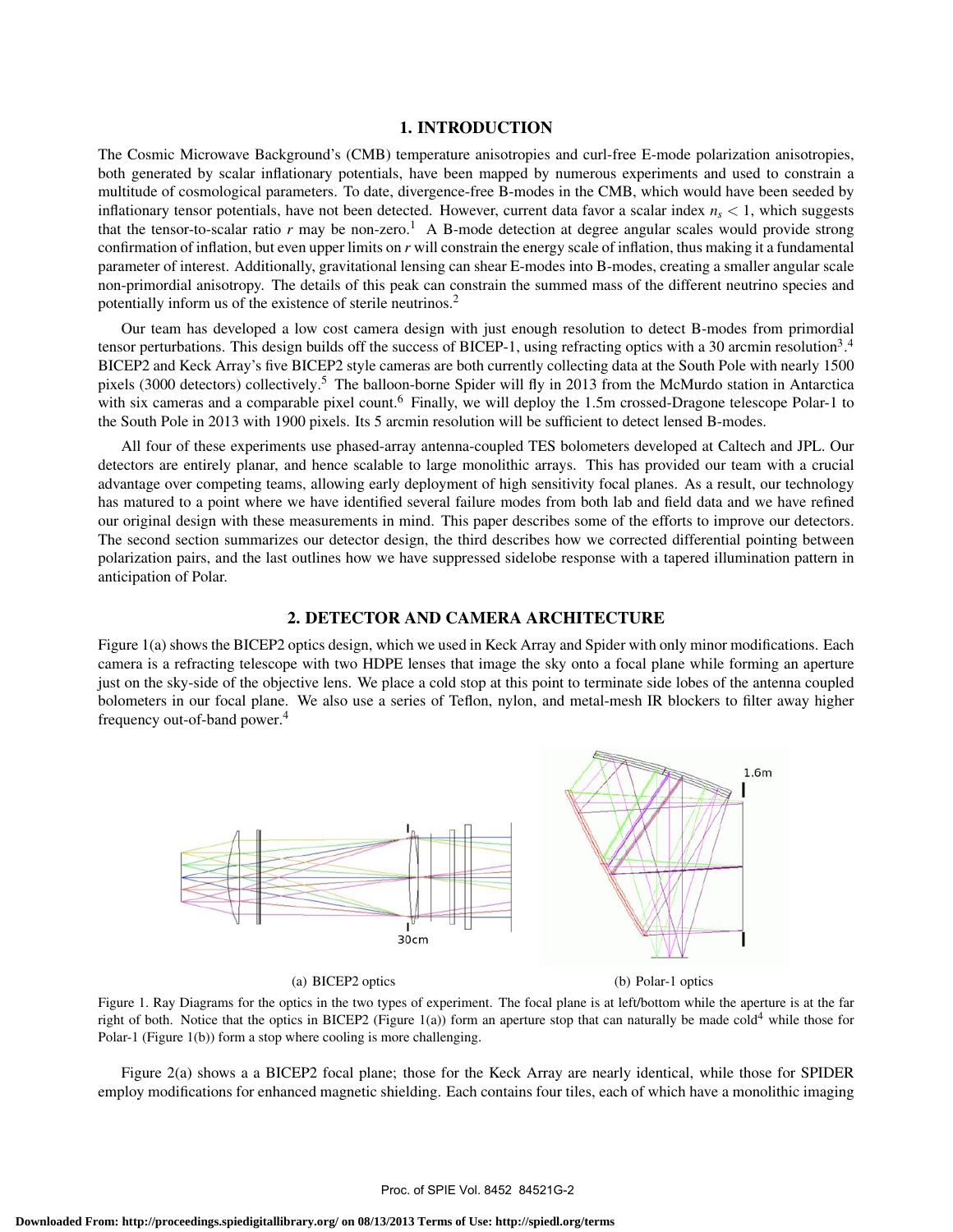## 1. INTRODUCTION

The Cosmic Microwave Background's (CMB) temperature anisotropies and curl-free E-mode polarization anisotropies, both generated by scalar inflationary potentials, have been mapped by numerous experiments and used to constrain a multitude of cosmological parameters. To date, divergence-free B-modes in the CMB, which would have been seeded by inflationary tensor potentials, have not been detected. However, current data favor a scalar index $n_s < 1$, which suggests that the tensor-to-scalar ratio $r$ may be non-zero.[1] A B-mode detection at degree angular scales would provide strong confirmation of inflation, but even upper limits on $r$ will constrain the energy scale of inflation, thus making it a fundamental parameter of interest. Additionally, gravitational lensing can shear E-modes into B-modes, creating a smaller angular scale non-primordial anisotropy. The details of this peak can constrain the summed mass of the different neutrino species and potentially inform us of the existence of sterile neutrinos.[2]

Our team has developed a low cost camera design with just enough resolution to detect B-modes from primordial tensor perturbations. This design builds off the success of BICEP-1, using refracting optics with a 30 arcmin resolution[3].[4] BICEP2 and Keck Array's five BICEP2 style cameras are both currently collecting data at the South Pole with nearly 1500 pixels (3000 detectors) collectively.[5] The balloon-borne Spider will fly in 2013 from the McMurdo station in Antarctica with six cameras and a comparable pixel count.[6] Finally, we will deploy the 1.5m crossed-Dragone telescope Polar-1 to the South Pole in 2013 with 1900 pixels. Its 5 arcmin resolution will be sufficient to detect lensed B-modes.

All four of these experiments use phased-array antenna-coupled TES bolometers developed at Caltech and JPL. Our detectors are entirely planar, and hence scalable to large monolithic arrays. This has provided our team with a crucial advantage over competing teams, allowing early deployment of high sensitivity focal planes. As a result, our technology has matured to a point where we have identified several failure modes from both lab and field data and we have refined our original design with these measurements in mind. This paper describes some of the efforts to improve our detectors. The second section summarizes our detector design, the third describes how we corrected differential pointing between polarization pairs, and the last outlines how we have suppressed sidelobe response with a tapered illumination pattern in anticipation of Polar.

## 2. DETECTOR AND CAMERA ARCHITECTURE

Figure 1(a) shows the BICEP2 optics design, which we used in Keck Array and Spider with only minor modifications. Each camera is a refracting telescope with two HDPE lenses that image the sky onto a focal plane while forming an aperture just on the sky-side of the objective lens. We place a cold stop at this point to terminate side lobes of the antenna coupled bolometers in our focal plane. We also use a series of Teflon, nylon, and metal-mesh IR blockers to filter away higher frequency out-of-band power.[4]

(a) BICEP2 optics

(b) Polar-1 optics

Figure 1. Ray Diagrams for the optics in the two types of experiment. The focal plane is at left/bottom while the aperture is at the far right of both. Notice that the optics in BICEP2 (Figure 1(a)) form an aperture stop that can naturally be made cold[4] while those for Polar-1 (Figure 1(b)) form a stop where cooling is more challenging.

Figure 2(a) shows a a BICEP2 focal plane; those for the Keck Array are nearly identical, while those for SPIDER employ modifications for enhanced magnetic shielding. Each contains four tiles, each of which have a monolithic imaging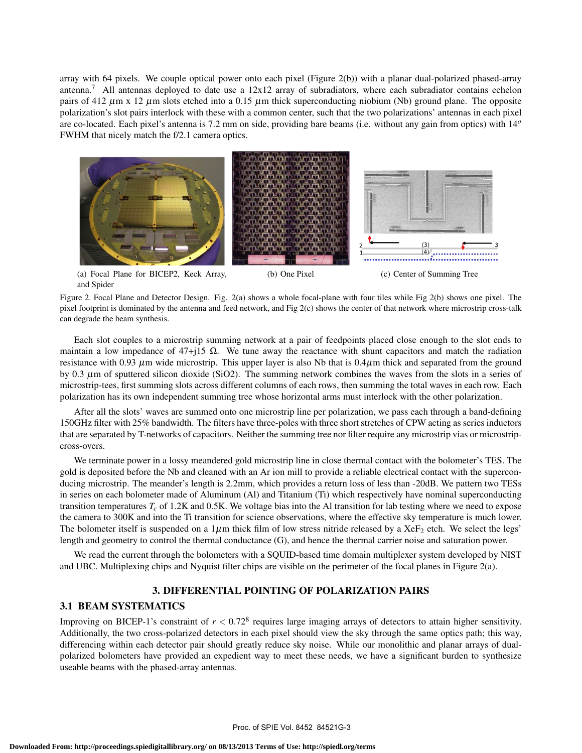array with 64 pixels. We couple optical power onto each pixel (Figure 2(b)) with a planar dual-polarized phased-array antenna.[7] All antennas deployed to date use a 12x12 array of subradiators, where each subradiator contains echelon pairs of 412 $\mu$m x 12 $\mu$m slots etched into a 0.15 $\mu$m thick superconducting niobium (Nb) ground plane. The opposite polarization's slot pairs interlock with these with a common center, such that the two polarizations' antennas in each pixel are co-located. Each pixel's antenna is 7.2 mm on side, providing bare beams (i.e. without any gain from optics) with $14^o$ FWHM that nicely match the f/2.1 camera optics.

(a) Focal Plane for BICEP2, Keck Array, and Spider

(b) One Pixel

(c) Center of Summing Tree

Figure 2. Focal Plane and Detector Design. Fig. 2(a) shows a whole focal-plane with four tiles while Fig 2(b) shows one pixel. The pixel footprint is dominated by the antenna and feed network, and Fig 2(c) shows the center of that network where microstrip cross-talk can degrade the beam synthesis.

Each slot couples to a microstrip summing network at a pair of feedpoints placed close enough to the slot ends to maintain a low impedance of 47+j15 $\Omega$. We tune away the reactance with shunt capacitors and match the radiation resistance with 0.93 $\mu$m wide microstrip. This upper layer is also Nb that is 0.4$\mu$m thick and separated from the ground by 0.3 $\mu$m of sputtered silicon dioxide (SiO2). The summing network combines the waves from the slots in a series of microstrip-tees, first summing slots across different columns of each rows, then summing the total waves in each row. Each polarization has its own independent summing tree whose horizontal arms must interlock with the other polarization.

After all the slots' waves are summed onto one microstrip line per polarization, we pass each through a band-defining 150GHz filter with 25% bandwidth. The filters have three-poles with three short stretches of CPW acting as series inductors that are separated by T-networks of capacitors. Neither the summing tree nor filter require any microstrip vias or microstrip-cross-overs.

We terminate power in a lossy meandered gold microstrip line in close thermal contact with the bolometer's TES. The gold is deposited before the Nb and cleaned with an Ar ion mill to provide a reliable electrical contact with the superconducting microstrip. The meander's length is 2.2mm, which provides a return loss of less than -20dB. We pattern two TESs in series on each bolometer made of Aluminum (Al) and Titanium (Ti) which respectively have nominal superconducting transition temperatures $T_c$ of 1.2K and 0.5K. We voltage bias into the Al transition for lab testing where we need to expose the camera to 300K and into the Ti transition for science observations, where the effective sky temperature is much lower. The bolometer itself is suspended on a 1$\mu$m thick film of low stress nitride released by a $XeF_2$ etch. We select the legs' length and geometry to control the thermal conductance (G), and hence the thermal carrier noise and saturation power.

We read the current through the bolometers with a SQUID-based time domain multiplexer system developed by NIST and UBC. Multiplexing chips and Nyquist filter chips are visible on the perimeter of the focal planes in Figure 2(a).

## 3. DIFFERENTIAL POINTING OF POLARIZATION PAIRS

### 3.1 BEAM SYSTEMATICS

Improving on BICEP-1's constraint of $r < 0.72$[8] requires large imaging arrays of detectors to attain higher sensitivity. Additionally, the two cross-polarized detectors in each pixel should view the sky through the same optics path; this way, differencing within each detector pair should greatly reduce sky noise. While our monolithic and planar arrays of dual-polarized bolometers have provided an expedient way to meet these needs, we have a significant burden to synthesize useable beams with the phased-array antennas.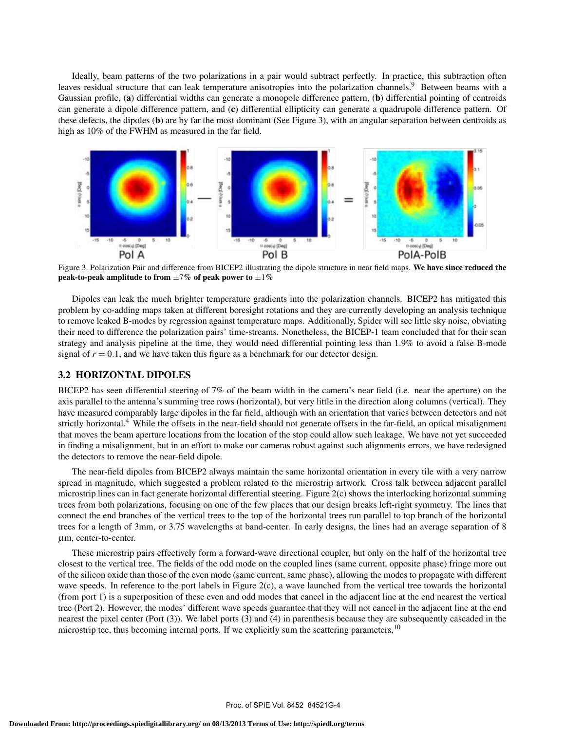Ideally, beam patterns of the two polarizations in a pair would subtract perfectly. In practice, this subtraction often leaves residual structure that can leak temperature anisotropies into the polarization channels.[9] Between beams with a Gaussian profile, (**a**) differential widths can generate a monopole difference pattern, (**b**) differential pointing of centroids can generate a dipole difference pattern, and (**c**) differential ellipticity can generate a quadrupole difference pattern. Of these defects, the dipoles (**b**) are by far the most dominant (See Figure 3), with an angular separation between centroids as high as 10% of the FWHM as measured in the far field.

Figure 3. Polarization Pair and difference from BICEP2 illustrating the dipole structure in near field maps. **We have since reduced the peak-to-peak amplitude to from $\pm 7\%$ of peak power to $\pm 1\%$**

Dipoles can leak the much brighter temperature gradients into the polarization channels. BICEP2 has mitigated this problem by co-adding maps taken at different boresight rotations and they are currently developing an analysis technique to remove leaked B-modes by regression against temperature maps. Additionally, Spider will see little sky noise, obviating their need to difference the polarization pairs' time-streams. Nonetheless, the BICEP-1 team concluded that for their scan strategy and analysis pipeline at the time, they would need differential pointing less than 1.9% to avoid a false B-mode signal of $r = 0.1$, and we have taken this figure as a benchmark for our detector design.

### 3.2 HORIZONTAL DIPOLES

BICEP2 has seen differential steering of 7% of the beam width in the camera's near field (i.e. near the aperture) on the axis parallel to the antenna's summing tree rows (horizontal), but very little in the direction along columns (vertical). They have measured comparably large dipoles in the far field, although with an orientation that varies between detectors and not strictly horizontal.[4] While the offsets in the near-field should not generate offsets in the far-field, an optical misalignment that moves the beam aperture locations from the location of the stop could allow such leakage. We have not yet succeeded in finding a misalignment, but in an effort to make our cameras robust against such alignments errors, we have redesigned the detectors to remove the near-field dipole.

The near-field dipoles from BICEP2 always maintain the same horizontal orientation in every tile with a very narrow spread in magnitude, which suggested a problem related to the microstrip artwork. Cross talk between adjacent parallel microstrip lines can in fact generate horizontal differential steering. Figure 2(c) shows the interlocking horizontal summing trees from both polarizations, focusing on one of the few places that our design breaks left-right symmetry. The lines that connect the end branches of the vertical trees to the top of the horizontal trees run parallel to top branch of the horizontal trees for a length of 3mm, or 3.75 wavelengths at band-center. In early designs, the lines had an average separation of 8 $\mu$m, center-to-center.

These microstrip pairs effectively form a forward-wave directional coupler, but only on the half of the horizontal tree closest to the vertical tree. The fields of the odd mode on the coupled lines (same current, opposite phase) fringe more out of the silicon oxide than those of the even mode (same current, same phase), allowing the modes to propagate with different wave speeds. In reference to the port labels in Figure 2(c), a wave launched from the vertical tree towards the horizontal (from port 1) is a superposition of these even and odd modes that cancel in the adjacent line at the end nearest the vertical tree (Port 2). However, the modes' different wave speeds guarantee that they will not cancel in the adjacent line at the end nearest the pixel center (Port (3)). We label ports (3) and (4) in parenthesis because they are subsequently cascaded in the microstrip tee, thus becoming internal ports. If we explicitly sum the scattering parameters,[10]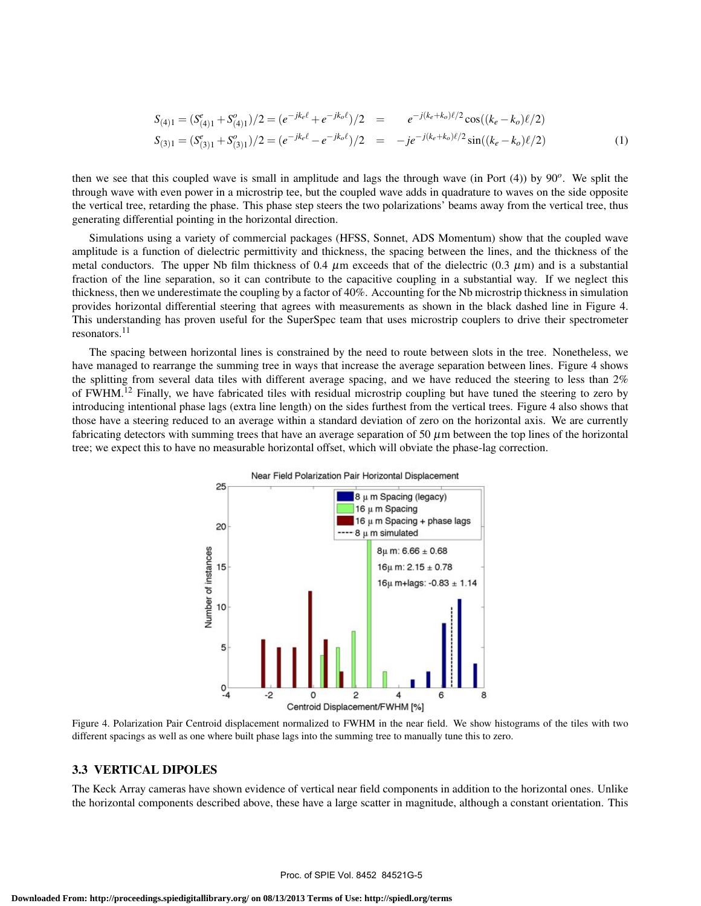$$
\begin{aligned}
S_{(4)1} = (S^e_{(4)1} + S^o_{(4)1})/2 = (e^{-jk_e\ell} + e^{-jk_o\ell})/2 &= \quad e^{-j(k_e+k_o)\ell/2}\cos((k_e-k_o)\ell/2) \\
S_{(3)1} = (S^e_{(3)1} + S^o_{(3)1})/2 = (e^{-jk_e\ell} - e^{-jk_o\ell})/2 &= -je^{-j(k_e+k_o)\ell/2}\sin((k_e-k_o)\ell/2)
\end{aligned}
\tag{1}
$$

then we see that this coupled wave is small in amplitude and lags the through wave (in Port (4)) by $90^o$. We split the through wave with even power in a microstrip tee, but the coupled wave adds in quadrature to waves on the side opposite the vertical tree, retarding the phase. This phase step steers the two polarizations' beams away from the vertical tree, thus generating differential pointing in the horizontal direction.

Simulations using a variety of commercial packages (HFSS, Sonnet, ADS Momentum) show that the coupled wave amplitude is a function of dielectric permittivity and thickness, the spacing between the lines, and the thickness of the metal conductors. The upper Nb film thickness of 0.4 $\mu$m exceeds that of the dielectric (0.3 $\mu$m) and is a substantial fraction of the line separation, so it can contribute to the capacitive coupling in a substantial way. If we neglect this thickness, then we underestimate the coupling by a factor of 40%. Accounting for the Nb microstrip thickness in simulation provides horizontal differential steering that agrees with measurements as shown in the black dashed line in Figure 4. This understanding has proven useful for the SuperSpec team that uses microstrip couplers to drive their spectrometer resonators.[11]

The spacing between horizontal lines is constrained by the need to route between slots in the tree. Nonetheless, we have managed to rearrange the summing tree in ways that increase the average separation between lines. Figure 4 shows the splitting from several data tiles with different average spacing, and we have reduced the steering to less than 2% of FWHM.[12] Finally, we have fabricated tiles with residual microstrip coupling but have tuned the steering to zero by introducing intentional phase lags (extra line length) on the sides furthest from the vertical trees. Figure 4 also shows that those have a steering reduced to an average within a standard deviation of zero on the horizontal axis. We are currently fabricating detectors with summing trees that have an average separation of 50 $\mu$m between the top lines of the horizontal tree; we expect this to have no measurable horizontal offset, which will obviate the phase-lag correction.

Figure 4. Polarization Pair Centroid displacement normalized to FWHM in the near field. We show histograms of the tiles with two different spacings as well as one where built phase lags into the summing tree to manually tune this to zero.

### 3.3 VERTICAL DIPOLES

The Keck Array cameras have shown evidence of vertical near field components in addition to the horizontal ones. Unlike the horizontal components described above, these have a large scatter in magnitude, although a constant orientation. This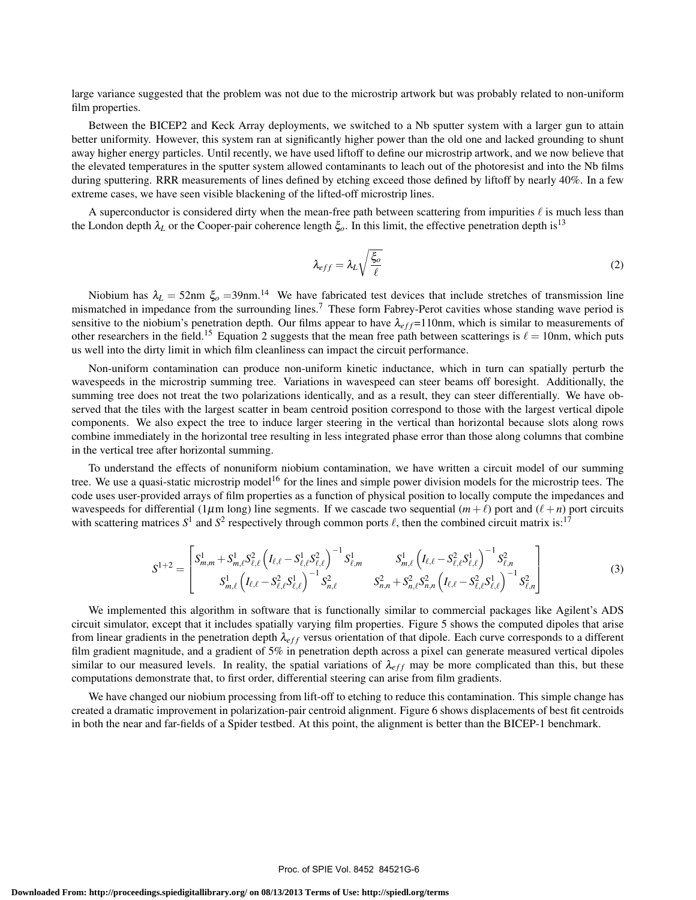large variance suggested that the problem was not due to the microstrip artwork but was probably related to non-uniform film properties.

Between the BICEP2 and Keck Array deployments, we switched to a Nb sputter system with a larger gun to attain better uniformity. However, this system ran at significantly higher power than the old one and lacked grounding to shunt away higher energy particles. Until recently, we have used liftoff to define our microstrip artwork, and we now believe that the elevated temperatures in the sputter system allowed contaminants to leach out of the photoresist and into the Nb films during sputtering. RRR measurements of lines defined by etching exceed those defined by liftoff by nearly 40%. In a few extreme cases, we have seen visible blackening of the lifted-off microstrip lines.

A superconductor is considered dirty when the mean-free path between scattering from impurities $\ell$ is much less than the London depth $\lambda_L$ or the Cooper-pair coherence length $\xi_o$. In this limit, the effective penetration depth is[13]

$$\lambda_{eff} = \lambda_L \sqrt{\frac{\xi_o}{\ell}} \tag{2}$$

Niobium has $\lambda_L$ = 52nm $\xi_o$ =39nm.[14] We have fabricated test devices that include stretches of transmission line mismatched in impedance from the surrounding lines.[7] These form Fabrey-Perot cavities whose standing wave period is sensitive to the niobium's penetration depth. Our films appear to have $\lambda_{eff}$=110nm, which is similar to measurements of other researchers in the field.[15] Equation 2 suggests that the mean free path between scatterings is $\ell$ = 10nm, which puts us well into the dirty limit in which film cleanliness can impact the circuit performance.

Non-uniform contamination can produce non-uniform kinetic inductance, which in turn can spatially perturb the wavespeeds in the microstrip summing tree. Variations in wavespeed can steer beams off boresight. Additionally, the summing tree does not treat the two polarizations identically, and as a result, they can steer differentially. We have observed that the tiles with the largest scatter in beam centroid position correspond to those with the largest vertical dipole components. We also expect the tree to induce larger steering in the vertical than horizontal because slots along rows combine immediately in the horizontal tree resulting in less integrated phase error than those along columns that combine in the vertical tree after horizontal summing.

To understand the effects of nonuniform niobium contamination, we have written a circuit model of our summing tree. We use a quasi-static microstrip model[16] for the lines and simple power division models for the microstrip tees. The code uses user-provided arrays of film properties as a function of physical position to locally compute the impedances and wavespeeds for differential (1$\mu$m long) line segments. If we cascade two sequential $(m+\ell)$ port and $(\ell+n)$ port circuits with scattering matrices $S^1$ and $S^2$ respectively through common ports $\ell$, then the combined circuit matrix is:[17]

$$S^{1+2} = \begin{bmatrix} S^1_{m,m} + S^1_{m,\ell} S^2_{\ell,\ell} \left( I_{\ell,\ell} - S^1_{\ell,\ell} S^2_{\ell,\ell} \right)^{-1} S^1_{\ell,m} & S^1_{m,\ell} \left( I_{\ell,\ell} - S^2_{\ell,\ell} S^1_{\ell,\ell} \right)^{-1} S^2_{\ell,n} \\ S^1_{m,\ell} \left( I_{\ell,\ell} - S^2_{\ell,\ell} S^1_{\ell,\ell} \right)^{-1} S^2_{n,\ell} & S^2_{n,n} + S^2_{n,\ell} S^2_{n,n} \left( I_{\ell,\ell} - S^2_{\ell,\ell} S^1_{\ell,\ell} \right)^{-1} S^2_{\ell,n} \end{bmatrix} \tag{3}$$

We implemented this algorithm in software that is functionally similar to commercial packages like Agilent's ADS circuit simulator, except that it includes spatially varying film properties. Figure 5 shows the computed dipoles that arise from linear gradients in the penetration depth $\lambda_{eff}$ versus orientation of that dipole. Each curve corresponds to a different film gradient magnitude, and a gradient of 5% in penetration depth across a pixel can generate measured vertical dipoles similar to our measured levels. In reality, the spatial variations of $\lambda_{eff}$ may be more complicated than this, but these computations demonstrate that, to first order, differential steering can arise from film gradients.

We have changed our niobium processing from lift-off to etching to reduce this contamination. This simple change has created a dramatic improvement in polarization-pair centroid alignment. Figure 6 shows displacements of best fit centroids in both the near and far-fields of a Spider testbed. At this point, the alignment is better than the BICEP-1 benchmark.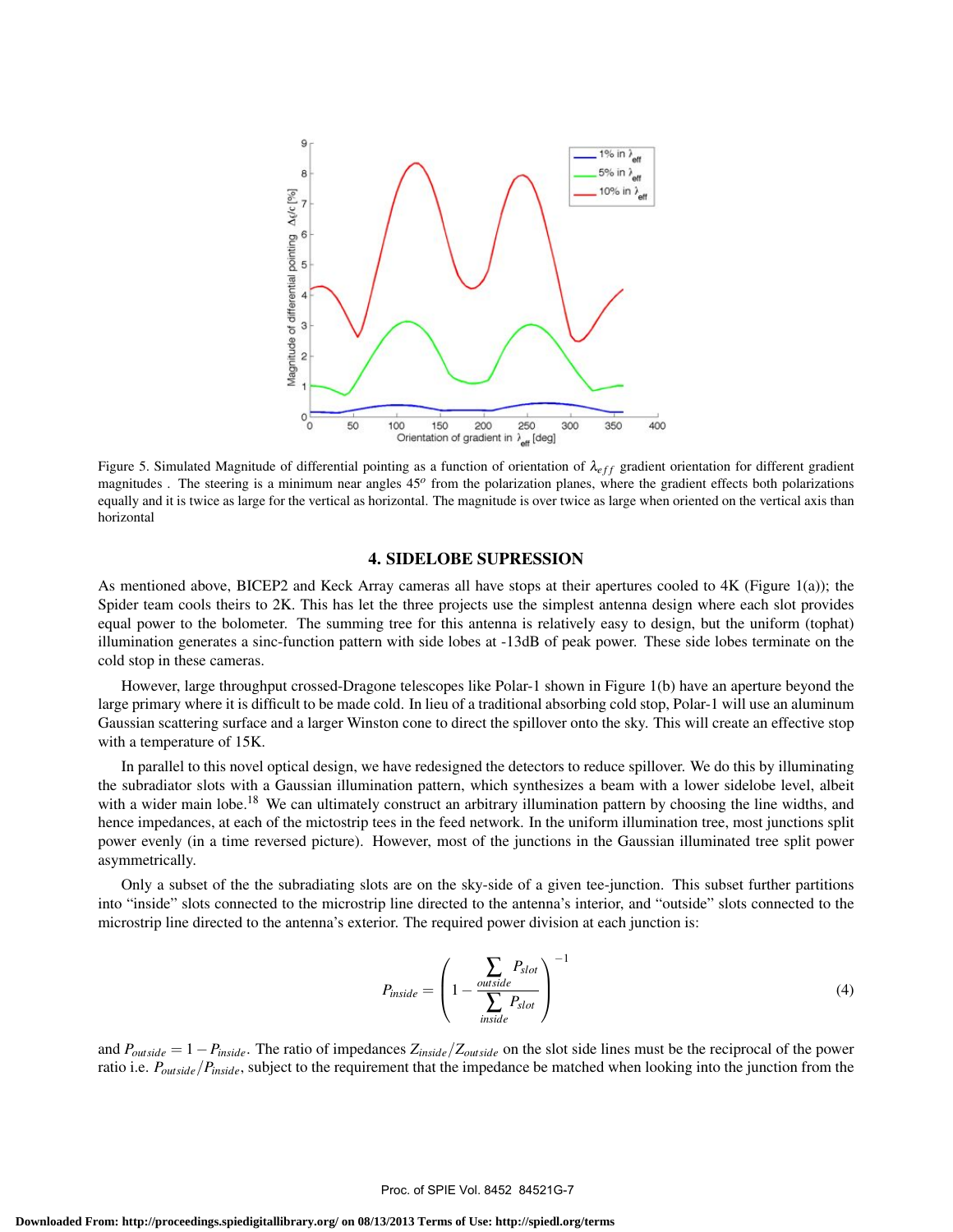Figure 5. Simulated Magnitude of differential pointing as a function of orientation of $\lambda_{eff}$ gradient orientation for different gradient magnitudes . The steering is a minimum near angles $45^o$ from the polarization planes, where the gradient effects both polarizations equally and it is twice as large for the vertical as horizontal. The magnitude is over twice as large when oriented on the vertical axis than horizontal

## 4. SIDELOBE SUPRESSION

As mentioned above, BICEP2 and Keck Array cameras all have stops at their apertures cooled to 4K (Figure 1(a)); the Spider team cools theirs to 2K. This has let the three projects use the simplest antenna design where each slot provides equal power to the bolometer. The summing tree for this antenna is relatively easy to design, but the uniform (tophat) illumination generates a sinc-function pattern with side lobes at -13dB of peak power. These side lobes terminate on the cold stop in these cameras.

However, large throughput crossed-Dragone telescopes like Polar-1 shown in Figure 1(b) have an aperture beyond the large primary where it is difficult to be made cold. In lieu of a traditional absorbing cold stop, Polar-1 will use an aluminum Gaussian scattering surface and a larger Winston cone to direct the spillover onto the sky. This will create an effective stop with a temperature of 15K.

In parallel to this novel optical design, we have redesigned the detectors to reduce spillover. We do this by illuminating the subradiator slots with a Gaussian illumination pattern, which synthesizes a beam with a lower sidelobe level, albeit with a wider main lobe.[18] We can ultimately construct an arbitrary illumination pattern by choosing the line widths, and hence impedances, at each of the mictostrip tees in the feed network. In the uniform illumination tree, most junctions split power evenly (in a time reversed picture). However, most of the junctions in the Gaussian illuminated tree split power asymmetrically.

Only a subset of the the subradiating slots are on the sky-side of a given tee-junction. This subset further partitions into "inside" slots connected to the microstrip line directed to the antenna's interior, and "outside" slots connected to the microstrip line directed to the antenna's exterior. The required power division at each junction is:

$$P_{inside} = \left(1 - \frac{\sum\limits_{outside} P_{slot}}{\sum\limits_{inside} P_{slot}}\right)^{-1} \tag{4}$$

and $P_{outside} = 1 - P_{inside}$. The ratio of impedances $Z_{inside}/Z_{outside}$ on the slot side lines must be the reciprocal of the power ratio i.e. $P_{outside}/P_{inside}$, subject to the requirement that the impedance be matched when looking into the junction from the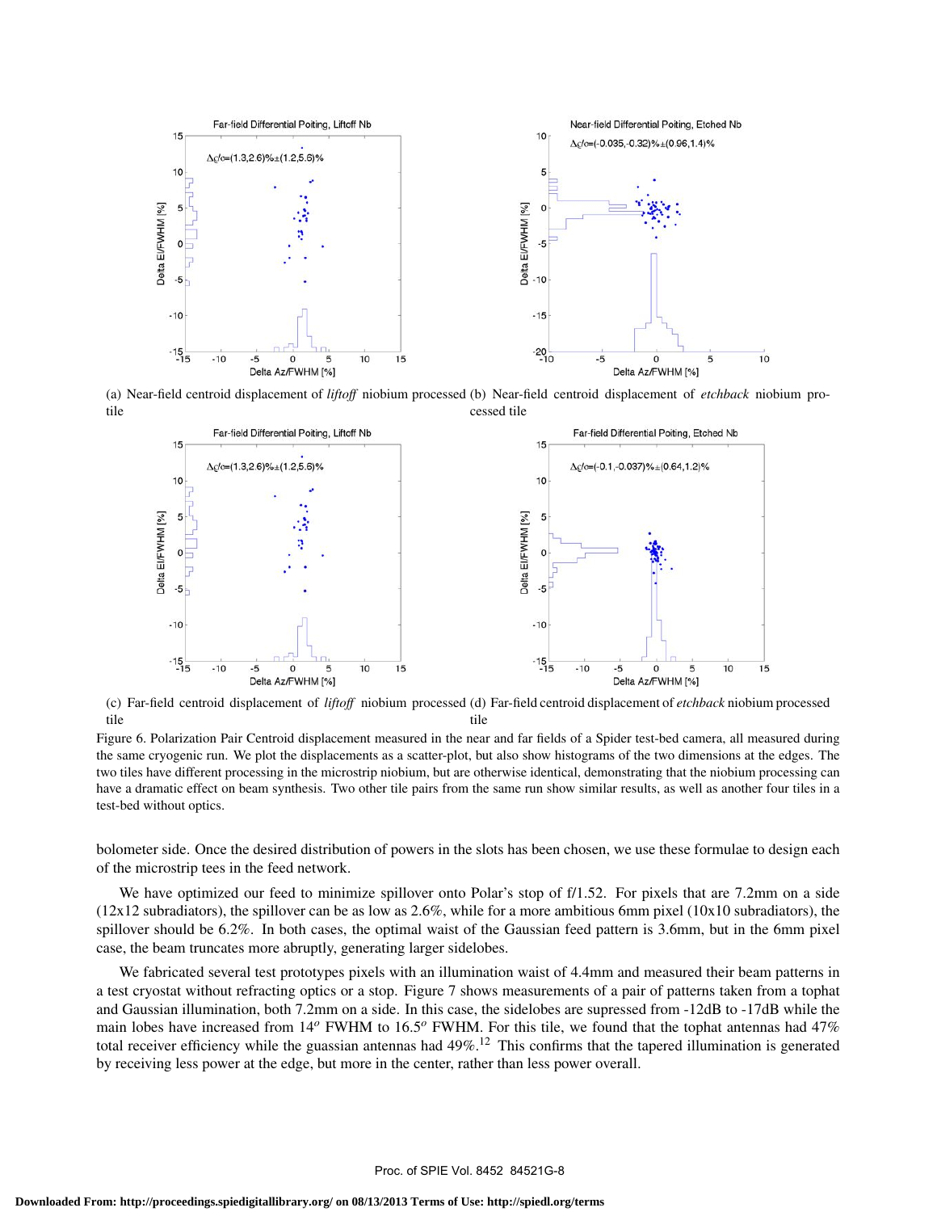(a) Near-field centroid displacement of *liftoff* niobium processed tile

(b) Near-field centroid displacement of *etchback* niobium processed tile

(c) Far-field centroid displacement of *liftoff* niobium processed tile

(d) Far-field centroid displacement of *etchback* niobium processed tile

Figure 6. Polarization Pair Centroid displacement measured in the near and far fields of a Spider test-bed camera, all measured during the same cryogenic run. We plot the displacements as a scatter-plot, but also show histograms of the two dimensions at the edges. The two tiles have different processing in the microstrip niobium, but are otherwise identical, demonstrating that the niobium processing can have a dramatic effect on beam synthesis. Two other tile pairs from the same run show similar results, as well as another four tiles in a test-bed without optics.

bolometer side. Once the desired distribution of powers in the slots has been chosen, we use these formulae to design each of the microstrip tees in the feed network.

We have optimized our feed to minimize spillover onto Polar's stop of f/1.52. For pixels that are 7.2mm on a side (12x12 subradiators), the spillover can be as low as 2.6%, while for a more ambitious 6mm pixel (10x10 subradiators), the spillover should be 6.2%. In both cases, the optimal waist of the Gaussian feed pattern is 3.6mm, but in the 6mm pixel case, the beam truncates more abruptly, generating larger sidelobes.

We fabricated several test prototypes pixels with an illumination waist of 4.4mm and measured their beam patterns in a test cryostat without refracting optics or a stop. Figure 7 shows measurements of a pair of patterns taken from a tophat and Gaussian illumination, both 7.2mm on a side. In this case, the sidelobes are supressed from -12dB to -17dB while the main lobes have increased from $14^o$ FWHM to $16.5^o$ FWHM. For this tile, we found that the tophat antennas had 47% total receiver efficiency while the guassian antennas had 49%.[12] This confirms that the tapered illumination is generated by receiving less power at the edge, but more in the center, rather than less power overall.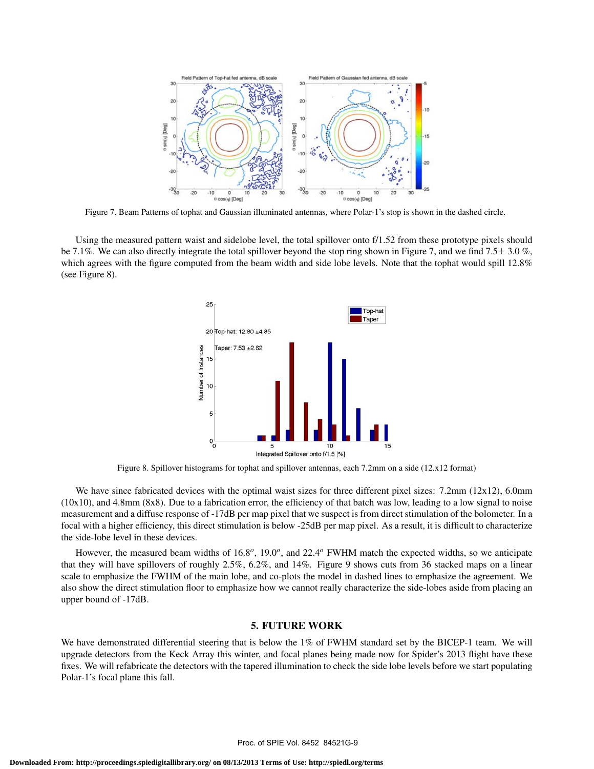Figure 7. Beam Patterns of tophat and Gaussian illuminated antennas, where Polar-1's stop is shown in the dashed circle.

Using the measured pattern waist and sidelobe level, the total spillover onto f/1.52 from these prototype pixels should be 7.1%. We can also directly integrate the total spillover beyond the stop ring shown in Figure 7, and we find 7.5± 3.0 %, which agrees with the figure computed from the beam width and side lobe levels. Note that the tophat would spill 12.8% (see Figure 8).

Figure 8. Spillover histograms for tophat and spillover antennas, each 7.2mm on a side (12.x12 format)

We have since fabricated devices with the optimal waist sizes for three different pixel sizes: 7.2mm (12x12), 6.0mm (10x10), and 4.8mm (8x8). Due to a fabrication error, the efficiency of that batch was low, leading to a low signal to noise measurement and a diffuse response of -17dB per map pixel that we suspect is from direct stimulation of the bolometer. In a focal with a higher efficiency, this direct stimulation is below -25dB per map pixel. As a result, it is difficult to characterize the side-lobe level in these devices.

However, the measured beam widths of $16.8^o$, $19.0^o$, and $22.4^o$ FWHM match the expected widths, so we anticipate that they will have spillovers of roughly 2.5%, 6.2%, and 14%. Figure 9 shows cuts from 36 stacked maps on a linear scale to emphasize the FWHM of the main lobe, and co-plots the model in dashed lines to emphasize the agreement. We also show the direct stimulation floor to emphasize how we cannot really characterize the side-lobes aside from placing an upper bound of -17dB.

## 5. FUTURE WORK

We have demonstrated differential steering that is below the 1% of FWHM standard set by the BICEP-1 team. We will upgrade detectors from the Keck Array this winter, and focal planes being made now for Spider's 2013 flight have these fixes. We will refabricate the detectors with the tapered illumination to check the side lobe levels before we start populating Polar-1's focal plane this fall.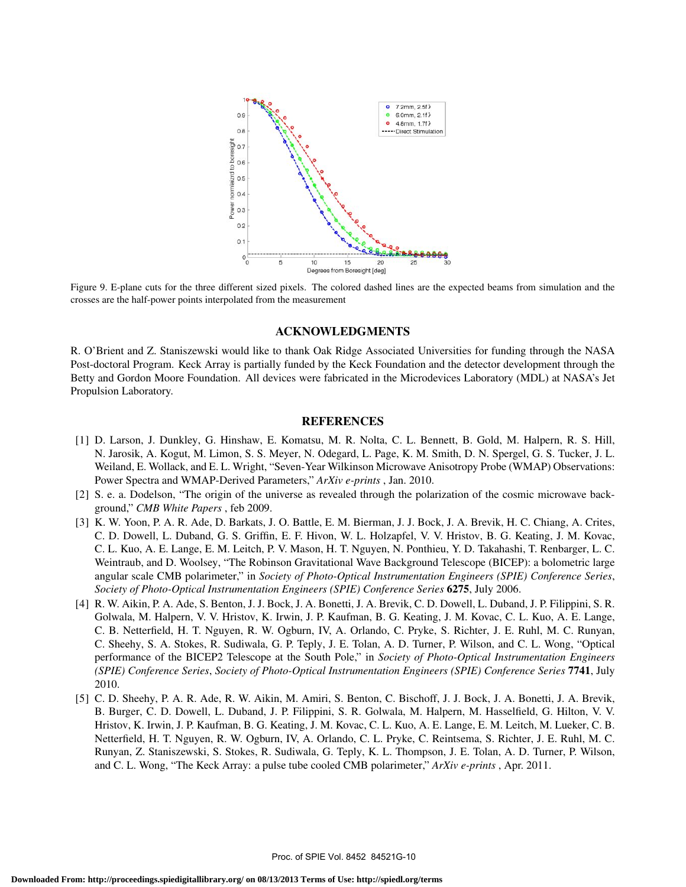1
0.9
0.8
0.7
0.6
0.5
0.4
0.3
0.2
0.1
0
Power normalized to boresight
0 5 10 15 20 25 30
Degrees from Boresight [deg]
7.2mm, 2.5fλ
6.0mm, 2.1fλ
4.8mm, 1.7fλ
Direct Stimulation

Figure 9. E-plane cuts for the three different sized pixels. The colored dashed lines are the expected beams from simulation and the crosses are the half-power points interpolated from the measurement

## ACKNOWLEDGMENTS

R. O'Brient and Z. Staniszewski would like to thank Oak Ridge Associated Universities for funding through the NASA Post-doctoral Program. Keck Array is partially funded by the Keck Foundation and the detector development through the Betty and Gordon Moore Foundation. All devices were fabricated in the Microdevices Laboratory (MDL) at NASA's Jet Propulsion Laboratory.

## REFERENCES

[1] D. Larson, J. Dunkley, G. Hinshaw, E. Komatsu, M. R. Nolta, C. L. Bennett, B. Gold, M. Halpern, R. S. Hill, N. Jarosik, A. Kogut, M. Limon, S. S. Meyer, N. Odegard, L. Page, K. M. Smith, D. N. Spergel, G. S. Tucker, J. L. Weiland, E. Wollack, and E. L. Wright, "Seven-Year Wilkinson Microwave Anisotropy Probe (WMAP) Observations: Power Spectra and WMAP-Derived Parameters," *ArXiv e-prints* , Jan. 2010.

[2] S. e. a. Dodelson, "The origin of the universe as revealed through the polarization of the cosmic microwave background," *CMB White Papers* , feb 2009.

[3] K. W. Yoon, P. A. R. Ade, D. Barkats, J. O. Battle, E. M. Bierman, J. J. Bock, J. A. Brevik, H. C. Chiang, A. Crites, C. D. Dowell, L. Duband, G. S. Griffin, E. F. Hivon, W. L. Holzapfel, V. V. Hristov, B. G. Keating, J. M. Kovac, C. L. Kuo, A. E. Lange, E. M. Leitch, P. V. Mason, H. T. Nguyen, N. Ponthieu, Y. D. Takahashi, T. Renbarger, L. C. Weintraub, and D. Woolsey, "The Robinson Gravitational Wave Background Telescope (BICEP): a bolometric large angular scale CMB polarimeter," in *Society of Photo-Optical Instrumentation Engineers (SPIE) Conference Series*, *Society of Photo-Optical Instrumentation Engineers (SPIE) Conference Series* **6275**, July 2006.

[4] R. W. Aikin, P. A. Ade, S. Benton, J. J. Bock, J. A. Bonetti, J. A. Brevik, C. D. Dowell, L. Duband, J. P. Filippini, S. R. Golwala, M. Halpern, V. V. Hristov, K. Irwin, J. P. Kaufman, B. G. Keating, J. M. Kovac, C. L. Kuo, A. E. Lange, C. B. Netterfield, H. T. Nguyen, R. W. Ogburn, IV, A. Orlando, C. Pryke, S. Richter, J. E. Ruhl, M. C. Runyan, C. Sheehy, S. A. Stokes, R. Sudiwala, G. P. Teply, J. E. Tolan, A. D. Turner, P. Wilson, and C. L. Wong, "Optical performance of the BICEP2 Telescope at the South Pole," in *Society of Photo-Optical Instrumentation Engineers (SPIE) Conference Series*, *Society of Photo-Optical Instrumentation Engineers (SPIE) Conference Series* **7741**, July 2010.

[5] C. D. Sheehy, P. A. R. Ade, R. W. Aikin, M. Amiri, S. Benton, C. Bischoff, J. J. Bock, J. A. Bonetti, J. A. Brevik, B. Burger, C. D. Dowell, L. Duband, J. P. Filippini, S. R. Golwala, M. Halpern, M. Hasselfield, G. Hilton, V. V. Hristov, K. Irwin, J. P. Kaufman, B. G. Keating, J. M. Kovac, C. L. Kuo, A. E. Lange, E. M. Leitch, M. Lueker, C. B. Netterfield, H. T. Nguyen, R. W. Ogburn, IV, A. Orlando, C. L. Pryke, C. Reintsema, S. Richter, J. E. Ruhl, M. C. Runyan, Z. Staniszewski, S. Stokes, R. Sudiwala, G. Teply, K. L. Thompson, J. E. Tolan, A. D. Turner, P. Wilson, and C. L. Wong, "The Keck Array: a pulse tube cooled CMB polarimeter," *ArXiv e-prints* , Apr. 2011.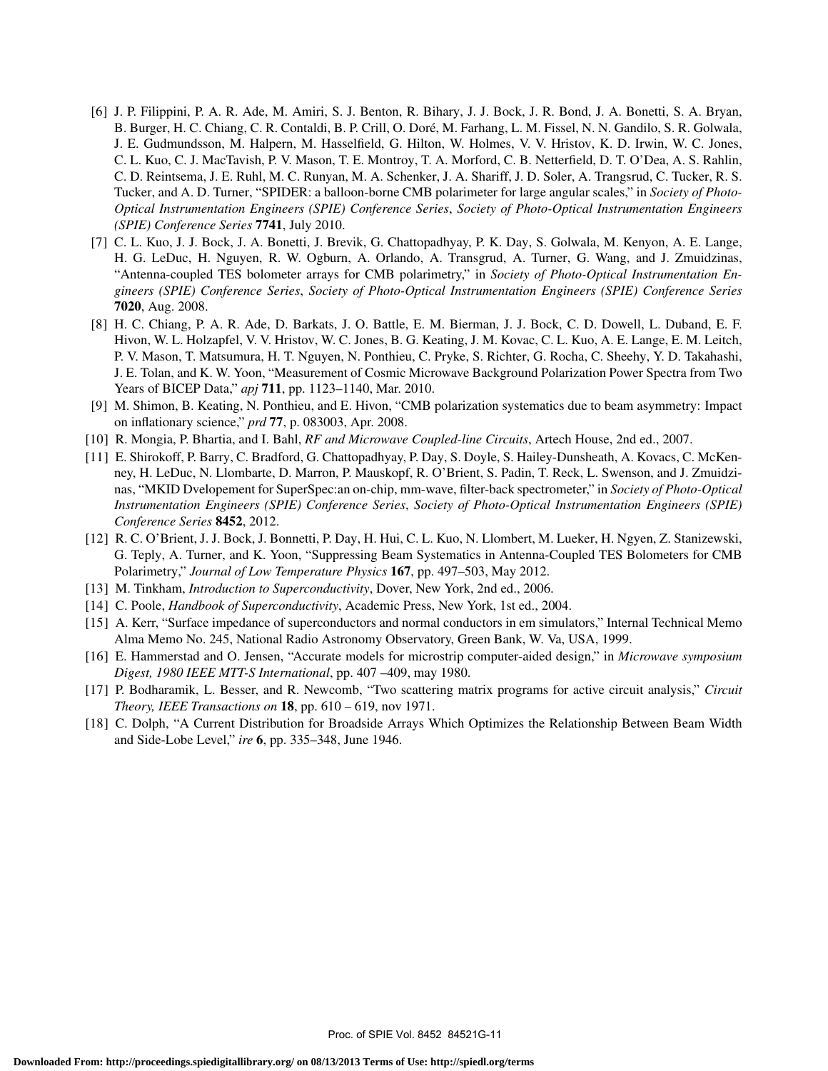[6] J. P. Filippini, P. A. R. Ade, M. Amiri, S. J. Benton, R. Bihary, J. J. Bock, J. R. Bond, J. A. Bonetti, S. A. Bryan, B. Burger, H. C. Chiang, C. R. Contaldi, B. P. Crill, O. Doré, M. Farhang, L. M. Fissel, N. N. Gandilo, S. R. Golwala, J. E. Gudmundsson, M. Halpern, M. Hasselfield, G. Hilton, W. Holmes, V. V. Hristov, K. D. Irwin, W. C. Jones, C. L. Kuo, C. J. MacTavish, P. V. Mason, T. E. Montroy, T. A. Morford, C. B. Netterfield, D. T. O'Dea, A. S. Rahlin, C. D. Reintsema, J. E. Ruhl, M. C. Runyan, M. A. Schenker, J. A. Shariff, J. D. Soler, A. Trangsrud, C. Tucker, R. S. Tucker, and A. D. Turner, "SPIDER: a balloon-borne CMB polarimeter for large angular scales," in *Society of Photo-Optical Instrumentation Engineers (SPIE) Conference Series*, *Society of Photo-Optical Instrumentation Engineers (SPIE) Conference Series* **7741**, July 2010.

[7] C. L. Kuo, J. J. Bock, J. A. Bonetti, J. Brevik, G. Chattopadhyay, P. K. Day, S. Golwala, M. Kenyon, A. E. Lange, H. G. LeDuc, H. Nguyen, R. W. Ogburn, A. Orlando, A. Transgrud, A. Turner, G. Wang, and J. Zmuidzinas, "Antenna-coupled TES bolometer arrays for CMB polarimetry," in *Society of Photo-Optical Instrumentation Engineers (SPIE) Conference Series*, *Society of Photo-Optical Instrumentation Engineers (SPIE) Conference Series* **7020**, Aug. 2008.

[8] H. C. Chiang, P. A. R. Ade, D. Barkats, J. O. Battle, E. M. Bierman, J. J. Bock, C. D. Dowell, L. Duband, E. F. Hivon, W. L. Holzapfel, V. V. Hristov, W. C. Jones, B. G. Keating, J. M. Kovac, C. L. Kuo, A. E. Lange, E. M. Leitch, P. V. Mason, T. Matsumura, H. T. Nguyen, N. Ponthieu, C. Pryke, S. Richter, G. Rocha, C. Sheehy, Y. D. Takahashi, J. E. Tolan, and K. W. Yoon, "Measurement of Cosmic Microwave Background Polarization Power Spectra from Two Years of BICEP Data," *apj* **711**, pp. 1123–1140, Mar. 2010.

[9] M. Shimon, B. Keating, N. Ponthieu, and E. Hivon, "CMB polarization systematics due to beam asymmetry: Impact on inflationary science," *prd* **77**, p. 083003, Apr. 2008.

[10] R. Mongia, P. Bhartia, and I. Bahl, *RF and Microwave Coupled-line Circuits*, Artech House, 2nd ed., 2007.

[11] E. Shirokoff, P. Barry, C. Bradford, G. Chattopadhyay, P. Day, S. Doyle, S. Hailey-Dunsheath, A. Kovacs, C. McKenney, H. LeDuc, N. Llombarte, D. Marron, P. Mauskopf, R. O'Brient, S. Padin, T. Reck, L. Swenson, and J. Zmuidzinas, "MKID Dvelopement for SuperSpec:an on-chip, mm-wave, filter-back spectrometer," in *Society of Photo-Optical Instrumentation Engineers (SPIE) Conference Series*, *Society of Photo-Optical Instrumentation Engineers (SPIE) Conference Series* **8452**, 2012.

[12] R. C. O'Brient, J. J. Bock, J. Bonnetti, P. Day, H. Hui, C. L. Kuo, N. Llombert, M. Lueker, H. Ngyen, Z. Stanizewski, G. Teply, A. Turner, and K. Yoon, "Suppressing Beam Systematics in Antenna-Coupled TES Bolometers for CMB Polarimetry," *Journal of Low Temperature Physics* **167**, pp. 497–503, May 2012.

[13] M. Tinkham, *Introduction to Superconductivity*, Dover, New York, 2nd ed., 2006.

[14] C. Poole, *Handbook of Superconductivity*, Academic Press, New York, 1st ed., 2004.

[15] A. Kerr, "Surface impedance of superconductors and normal conductors in em simulators," Internal Technical Memo Alma Memo No. 245, National Radio Astronomy Observatory, Green Bank, W. Va, USA, 1999.

[16] E. Hammerstad and O. Jensen, "Accurate models for microstrip computer-aided design," in *Microwave symposium Digest, 1980 IEEE MTT-S International*, pp. 407 –409, may 1980.

[17] P. Bodharamik, L. Besser, and R. Newcomb, "Two scattering matrix programs for active circuit analysis," *Circuit Theory, IEEE Transactions on* **18**, pp. 610 – 619, nov 1971.

[18] C. Dolph, "A Current Distribution for Broadside Arrays Which Optimizes the Relationship Between Beam Width and Side-Lobe Level," *ire* **6**, pp. 335–348, June 1946.